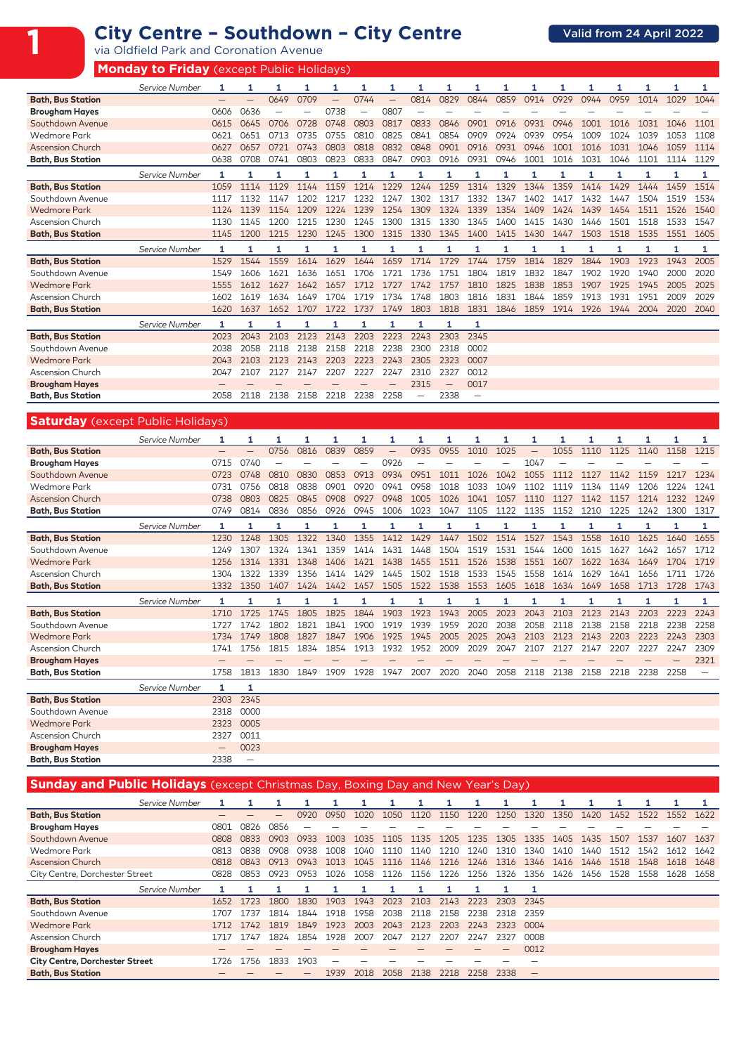# 1 City Centre – Southdown – City Centre

via Oldfield Park and Coronation Avenue

**Valid from 24 April 2022**

## Monday to Friday (except Public Holidays)

| Service Number | 1 | 1 | 1 | 1 | 1 | 1 | 1 | 1 | 1 | 1 | 1 | 1 | 1 | 1 | 1 | 1 | 1 | 1 |
|---|---|---|---|---|---|---|---|---|---|---|---|---|---|---|---|---|---|---|
| **Bath, Bus Station** | – | – | 0649 | 0709 | – | 0744 | – | 0814 | 0829 | 0844 | 0859 | 0914 | 0929 | 0944 | 0959 | 1014 | 1029 | 1044 |
| **Brougham Hayes** | 0606 | 0636 | – | – | 0738 | – | 0807 | – | – | – | – | – | – | – | – | – | – | – |
| Southdown Avenue | 0615 | 0645 | 0706 | 0728 | 0748 | 0803 | 0817 | 0833 | 0846 | 0901 | 0916 | 0931 | 0946 | 1001 | 1016 | 1031 | 1046 | 1101 |
| Wedmore Park | 0621 | 0651 | 0713 | 0735 | 0755 | 0810 | 0825 | 0841 | 0854 | 0909 | 0924 | 0939 | 0954 | 1009 | 1024 | 1039 | 1053 | 1108 |
| Ascension Church | 0627 | 0657 | 0721 | 0743 | 0803 | 0818 | 0832 | 0848 | 0901 | 0916 | 0931 | 0946 | 1001 | 1016 | 1031 | 1046 | 1059 | 1114 |
| **Bath, Bus Station** | 0638 | 0708 | 0741 | 0803 | 0823 | 0833 | 0847 | 0903 | 0916 | 0931 | 0946 | 1001 | 1016 | 1031 | 1046 | 1101 | 1114 | 1129 |

| Service Number | 1 | 1 | 1 | 1 | 1 | 1 | 1 | 1 | 1 | 1 | 1 | 1 | 1 | 1 | 1 | 1 | 1 | 1 |
|---|---|---|---|---|---|---|---|---|---|---|---|---|---|---|---|---|---|---|
| **Bath, Bus Station** | 1059 | 1114 | 1129 | 1144 | 1159 | 1214 | 1229 | 1244 | 1259 | 1314 | 1329 | 1344 | 1359 | 1414 | 1429 | 1444 | 1459 | 1514 |
| Southdown Avenue | 1117 | 1132 | 1147 | 1202 | 1217 | 1232 | 1247 | 1302 | 1317 | 1332 | 1347 | 1402 | 1417 | 1432 | 1447 | 1504 | 1519 | 1534 |
| Wedmore Park | 1124 | 1139 | 1154 | 1209 | 1224 | 1239 | 1254 | 1309 | 1324 | 1339 | 1354 | 1409 | 1424 | 1439 | 1454 | 1511 | 1526 | 1540 |
| Ascension Church | 1130 | 1145 | 1200 | 1215 | 1230 | 1245 | 1300 | 1315 | 1330 | 1345 | 1400 | 1415 | 1430 | 1446 | 1501 | 1518 | 1533 | 1547 |
| **Bath, Bus Station** | 1145 | 1200 | 1215 | 1230 | 1245 | 1300 | 1315 | 1330 | 1345 | 1400 | 1415 | 1430 | 1447 | 1503 | 1518 | 1535 | 1551 | 1605 |

| Service Number | 1 | 1 | 1 | 1 | 1 | 1 | 1 | 1 | 1 | 1 | 1 | 1 | 1 | 1 | 1 | 1 | 1 | 1 |
|---|---|---|---|---|---|---|---|---|---|---|---|---|---|---|---|---|---|---|
| **Bath, Bus Station** | 1529 | 1544 | 1559 | 1614 | 1629 | 1644 | 1659 | 1714 | 1729 | 1744 | 1759 | 1814 | 1829 | 1844 | 1903 | 1923 | 1943 | 2005 |
| Southdown Avenue | 1549 | 1606 | 1621 | 1636 | 1651 | 1706 | 1721 | 1736 | 1751 | 1804 | 1819 | 1832 | 1847 | 1902 | 1920 | 1940 | 2000 | 2020 |
| Wedmore Park | 1555 | 1612 | 1627 | 1642 | 1657 | 1712 | 1727 | 1742 | 1757 | 1810 | 1825 | 1838 | 1853 | 1907 | 1925 | 1945 | 2005 | 2025 |
| Ascension Church | 1602 | 1619 | 1634 | 1649 | 1704 | 1719 | 1734 | 1748 | 1803 | 1816 | 1831 | 1844 | 1859 | 1913 | 1931 | 1951 | 2009 | 2029 |
| **Bath, Bus Station** | 1620 | 1637 | 1652 | 1707 | 1722 | 1737 | 1749 | 1803 | 1818 | 1831 | 1846 | 1859 | 1914 | 1926 | 1944 | 2004 | 2020 | 2040 |

| Service Number | 1 | 1 | 1 | 1 | 1 | 1 | 1 | 1 | 1 | 1 |
|---|---|---|---|---|---|---|---|---|---|---|
| **Bath, Bus Station** | 2023 | 2043 | 2103 | 2123 | 2143 | 2203 | 2223 | 2243 | 2303 | 2345 |
| Southdown Avenue | 2038 | 2058 | 2118 | 2138 | 2158 | 2218 | 2238 | 2300 | 2318 | 0002 |
| Wedmore Park | 2043 | 2103 | 2123 | 2143 | 2203 | 2223 | 2243 | 2305 | 2323 | 0007 |
| Ascension Church | 2047 | 2107 | 2127 | 2147 | 2207 | 2227 | 2247 | 2310 | 2327 | 0012 |
| **Brougham Hayes** | – | – | – | – | – | – | – | 2315 | – | 0017 |
| **Bath, Bus Station** | 2058 | 2118 | 2138 | 2158 | 2218 | 2238 | 2258 | – | 2338 | – |

## Saturday (except Public Holidays)

| Service Number | 1 | 1 | 1 | 1 | 1 | 1 | 1 | 1 | 1 | 1 | 1 | 1 | 1 | 1 | 1 | 1 | 1 | 1 |
|---|---|---|---|---|---|---|---|---|---|---|---|---|---|---|---|---|---|---|
| **Bath, Bus Station** | – | – | 0756 | 0816 | 0839 | 0859 | – | 0935 | 0955 | 1010 | 1025 | – | 1055 | 1110 | 1125 | 1140 | 1158 | 1215 |
| **Brougham Hayes** | 0715 | 0740 | – | – | – | – | 0926 | – | – | – | – | 1047 | – | – | – | – | – | – |
| Southdown Avenue | 0723 | 0748 | 0810 | 0830 | 0853 | 0913 | 0934 | 0951 | 1011 | 1026 | 1042 | 1055 | 1112 | 1127 | 1142 | 1159 | 1217 | 1234 |
| Wedmore Park | 0731 | 0756 | 0818 | 0838 | 0901 | 0920 | 0941 | 0958 | 1018 | 1033 | 1049 | 1102 | 1119 | 1134 | 1149 | 1206 | 1224 | 1241 |
| Ascension Church | 0738 | 0803 | 0825 | 0845 | 0908 | 0927 | 0948 | 1005 | 1026 | 1041 | 1057 | 1110 | 1127 | 1142 | 1157 | 1214 | 1232 | 1249 |
| **Bath, Bus Station** | 0749 | 0814 | 0836 | 0856 | 0926 | 0945 | 1006 | 1023 | 1047 | 1105 | 1122 | 1135 | 1152 | 1210 | 1225 | 1242 | 1300 | 1317 |

| Service Number | 1 | 1 | 1 | 1 | 1 | 1 | 1 | 1 | 1 | 1 | 1 | 1 | 1 | 1 | 1 | 1 | 1 | 1 |
|---|---|---|---|---|---|---|---|---|---|---|---|---|---|---|---|---|---|---|
| **Bath, Bus Station** | 1230 | 1248 | 1305 | 1322 | 1340 | 1355 | 1412 | 1429 | 1447 | 1502 | 1514 | 1527 | 1543 | 1558 | 1610 | 1625 | 1640 | 1655 |
| Southdown Avenue | 1249 | 1307 | 1324 | 1341 | 1359 | 1414 | 1431 | 1448 | 1504 | 1519 | 1531 | 1544 | 1600 | 1615 | 1627 | 1642 | 1657 | 1712 |
| Wedmore Park | 1256 | 1314 | 1331 | 1348 | 1406 | 1421 | 1438 | 1455 | 1511 | 1526 | 1538 | 1551 | 1607 | 1622 | 1634 | 1649 | 1704 | 1719 |
| Ascension Church | 1304 | 1322 | 1339 | 1356 | 1414 | 1429 | 1445 | 1502 | 1518 | 1533 | 1545 | 1558 | 1614 | 1629 | 1641 | 1656 | 1711 | 1726 |
| **Bath, Bus Station** | 1332 | 1350 | 1407 | 1424 | 1442 | 1457 | 1505 | 1522 | 1538 | 1553 | 1605 | 1618 | 1634 | 1649 | 1658 | 1713 | 1728 | 1743 |

| Service Number | 1 | 1 | 1 | 1 | 1 | 1 | 1 | 1 | 1 | 1 | 1 | 1 | 1 | 1 | 1 | 1 | 1 | 1 |
|---|---|---|---|---|---|---|---|---|---|---|---|---|---|---|---|---|---|---|
| **Bath, Bus Station** | 1710 | 1725 | 1745 | 1805 | 1825 | 1844 | 1903 | 1923 | 1943 | 2005 | 2023 | 2043 | 2103 | 2123 | 2143 | 2203 | 2223 | 2243 |
| Southdown Avenue | 1727 | 1742 | 1802 | 1821 | 1841 | 1900 | 1919 | 1939 | 1959 | 2020 | 2038 | 2058 | 2118 | 2138 | 2158 | 2218 | 2238 | 2258 |
| Wedmore Park | 1734 | 1749 | 1808 | 1827 | 1847 | 1906 | 1925 | 1945 | 2005 | 2025 | 2043 | 2103 | 2123 | 2143 | 2203 | 2223 | 2243 | 2303 |
| Ascension Church | 1741 | 1756 | 1815 | 1834 | 1854 | 1913 | 1932 | 1952 | 2009 | 2029 | 2047 | 2107 | 2127 | 2147 | 2207 | 2227 | 2247 | 2309 |
| **Brougham Hayes** | – | – | – | – | – | – | – | – | – | – | – | – | – | – | – | – | – | 2321 |
| **Bath, Bus Station** | 1758 | 1813 | 1830 | 1849 | 1909 | 1928 | 1947 | 2007 | 2020 | 2040 | 2058 | 2118 | 2138 | 2158 | 2218 | 2238 | 2258 | – |

| Service Number | 1 | 1 |
|---|---|---|
| **Bath, Bus Station** | 2303 | 2345 |
| Southdown Avenue | 2318 | 0000 |
| Wedmore Park | 2323 | 0005 |
| Ascension Church | 2327 | 0011 |
| **Brougham Hayes** | – | 0023 |
| **Bath, Bus Station** | 2338 | – |

## Sunday and Public Holidays (except Christmas Day, Boxing Day and New Year's Day)

| Service Number | 1 | 1 | 1 | 1 | 1 | 1 | 1 | 1 | 1 | 1 | 1 | 1 | 1 | 1 | 1 | 1 | 1 | 1 |
|---|---|---|---|---|---|---|---|---|---|---|---|---|---|---|---|---|---|---|
| **Bath, Bus Station** | – | – | – | 0920 | 0950 | 1020 | 1050 | 1120 | 1150 | 1220 | 1250 | 1320 | 1350 | 1420 | 1452 | 1522 | 1552 | 1622 |
| **Brougham Hayes** | 0801 | 0826 | 0856 | – | – | – | – | – | – | – | – | – | – | – | – | – | – | – |
| Southdown Avenue | 0808 | 0833 | 0903 | 0933 | 1003 | 1035 | 1105 | 1135 | 1205 | 1235 | 1305 | 1335 | 1405 | 1435 | 1507 | 1537 | 1607 | 1637 |
| Wedmore Park | 0813 | 0838 | 0908 | 0938 | 1008 | 1040 | 1110 | 1140 | 1210 | 1240 | 1310 | 1340 | 1410 | 1440 | 1512 | 1542 | 1612 | 1642 |
| Ascension Church | 0818 | 0843 | 0913 | 0943 | 1013 | 1045 | 1116 | 1146 | 1216 | 1246 | 1316 | 1346 | 1416 | 1446 | 1518 | 1548 | 1618 | 1648 |
| City Centre, Dorchester Street | 0828 | 0853 | 0923 | 0953 | 1026 | 1058 | 1126 | 1156 | 1226 | 1256 | 1326 | 1356 | 1426 | 1456 | 1528 | 1558 | 1628 | 1658 |

| Service Number | 1 | 1 | 1 | 1 | 1 | 1 | 1 | 1 | 1 | 1 | 1 | 1 |
|---|---|---|---|---|---|---|---|---|---|---|---|---|
| **Bath, Bus Station** | 1652 | 1723 | 1800 | 1830 | 1903 | 1943 | 2023 | 2103 | 2143 | 2223 | 2303 | 2345 |
| Southdown Avenue | 1707 | 1737 | 1814 | 1844 | 1918 | 1958 | 2038 | 2118 | 2158 | 2238 | 2318 | 2359 |
| Wedmore Park | 1712 | 1742 | 1819 | 1849 | 1923 | 2003 | 2043 | 2123 | 2203 | 2243 | 2323 | 0004 |
| Ascension Church | 1717 | 1747 | 1824 | 1854 | 1928 | 2007 | 2047 | 2127 | 2207 | 2247 | 2327 | 0008 |
| **Brougham Hayes** | – | – | – | – | – | – | – | – | – | – | – | 0012 |
| **City Centre, Dorchester Street** | 1726 | 1756 | 1833 | 1903 | – | – | – | – | – | – | – | – |
| **Bath, Bus Station** | – | – | – | – | 1939 | 2018 | 2058 | 2138 | 2218 | 2258 | 2338 | – |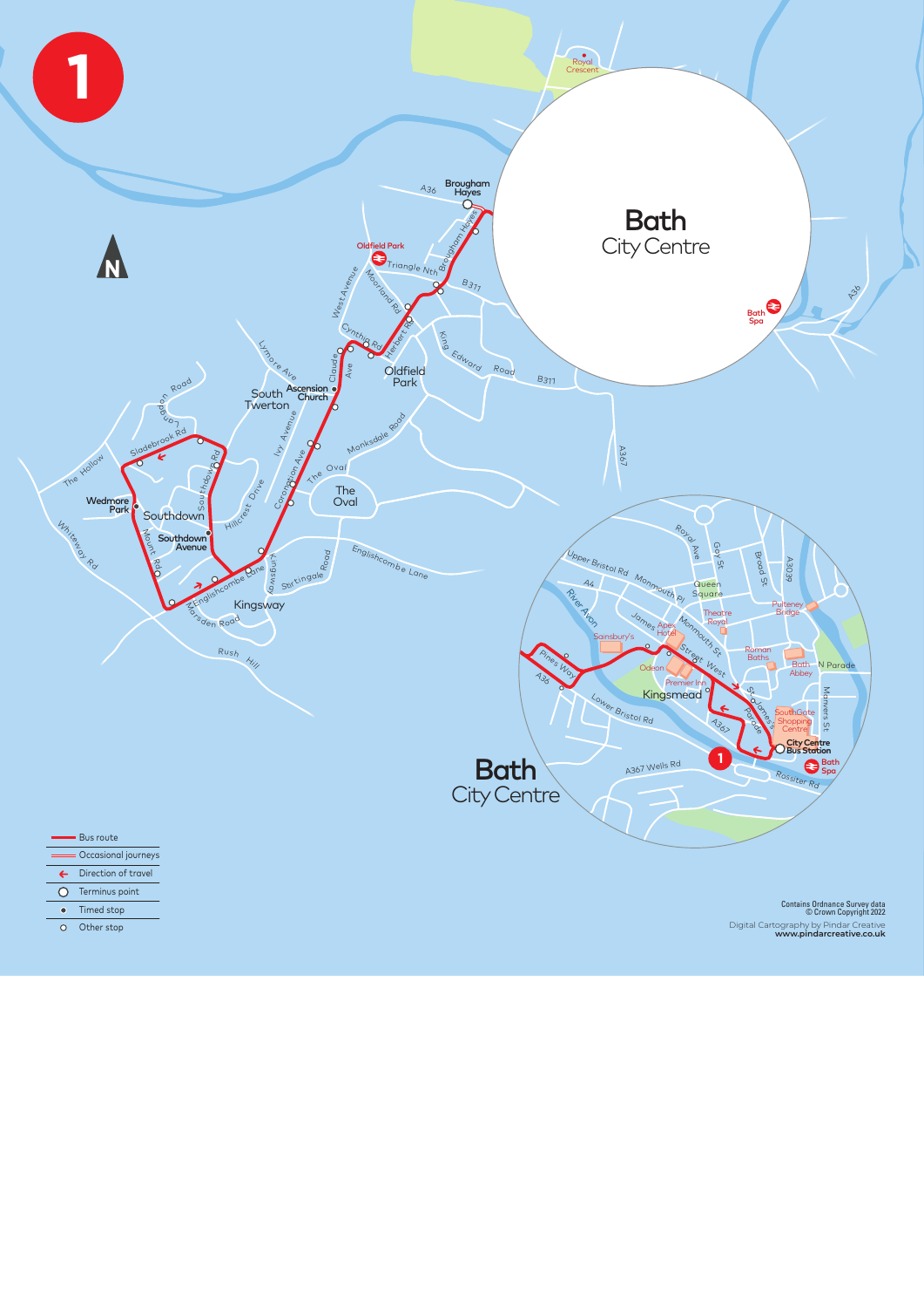1

N

Bath City Centre

Bath City Centre

- Bus route
- Occasional journeys
- Direction of travel
- Terminus point
- Timed stop
- Other stop

Contains Ordnance Survey data
© Crown Copyright 2022

Digital Cartography by Pindar Creative
www.pindarcreative.co.uk